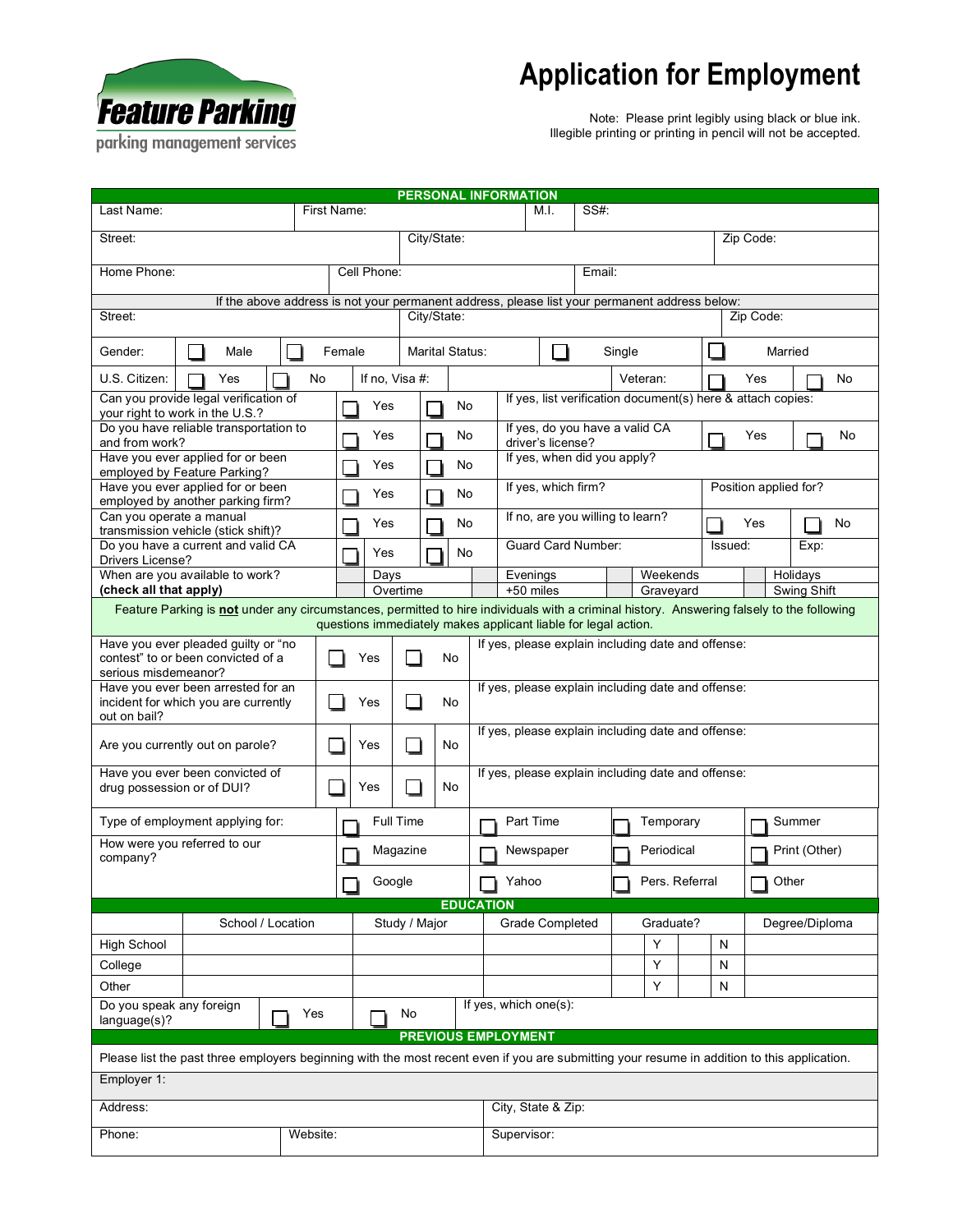Feature Parking
parking management services

# Application for Employment

Note: Please print legibly using black or blue ink.
Illegible printing or printing in pencil will not be accepted.

## PERSONAL INFORMATION

| Last Name: | First Name: | M.I. | SS#: |
|---|---|---|---|

| Street: | City/State: | Zip Code: |
|---|---|---|

| Home Phone: | Cell Phone: | Email: |
|---|---|---|

If the above address is not your permanent address, please list your permanent address below:

| Street: | City/State: | Zip Code: |
|---|---|---|

| Gender: | ☐ Male | ☐ Female | Marital Status: | ☐ Single | ☐ Married |
|---|---|---|---|---|---|
| U.S. Citizen: | ☐ Yes | ☐ No | If no, Visa #: | Veteran: ☐ Yes | ☐ No |

| Question | | | | | |
|---|---|---|---|---|---|
| Can you provide legal verification of your right to work in the U.S.? | ☐ Yes | ☐ No | If yes, list verification document(s) here & attach copies: | | |
| Do you have reliable transportation to and from work? | ☐ Yes | ☐ No | If yes, do you have a valid CA driver's license? | ☐ Yes | ☐ No |
| Have you ever applied for or been employed by Feature Parking? | ☐ Yes | ☐ No | If yes, when did you apply? | | |
| Have you ever applied for or been employed by another parking firm? | ☐ Yes | ☐ No | If yes, which firm? | Position applied for? | |
| Can you operate a manual transmission vehicle (stick shift)? | ☐ Yes | ☐ No | If no, are you willing to learn? | ☐ Yes | ☐ No |
| Do you have a current and valid CA Drivers License? | ☐ Yes | ☐ No | Guard Card Number: | Issued: | Exp: |

| When are you available to work? **(check all that apply)** | | | | |
|---|---|---|---|---|
| | ☐ Days | ☐ Evenings | ☐ Weekends | ☐ Holidays |
| | ☐ Overtime | ☐ +50 miles | ☐ Graveyard | ☐ Swing Shift |

Feature Parking is **not** under any circumstances, permitted to hire individuals with a criminal history. Answering falsely to the following questions immediately makes applicant liable for legal action.

| Question | | | |
|---|---|---|---|
| Have you ever pleaded guilty or "no contest" to or been convicted of a serious misdemeanor? | ☐ Yes | ☐ No | If yes, please explain including date and offense: |
| Have you ever been arrested for an incident for which you are currently out on bail? | ☐ Yes | ☐ No | If yes, please explain including date and offense: |
| Are you currently out on parole? | ☐ Yes | ☐ No | If yes, please explain including date and offense: |
| Have you ever been convicted of drug possession or of DUI? | ☐ Yes | ☐ No | If yes, please explain including date and offense: |

| | | | | |
|---|---|---|---|---|
| Type of employment applying for: | ☐ Full Time | ☐ Part Time | ☐ Temporary | ☐ Summer |
| How were you referred to our company? | ☐ Magazine | ☐ Newspaper | ☐ Periodical | ☐ Print (Other) |
| | ☐ Google | ☐ Yahoo | ☐ Pers. Referral | ☐ Other |

## EDUCATION

| | School / Location | Study / Major | Grade Completed | Graduate? | | Degree/Diploma |
|---|---|---|---|---|---|---|
| High School | | | | Y | N | |
| College | | | | Y | N | |
| Other | | | | Y | N | |

| Do you speak any foreign language(s)? | ☐ Yes | ☐ No | If yes, which one(s): |
|---|---|---|---|

## PREVIOUS EMPLOYMENT

Please list the past three employers beginning with the most recent even if you are submitting your resume in addition to this application.

| Employer 1: | | |
|---|---|---|
| Address: | | City, State & Zip: |
| Phone: | Website: | Supervisor: |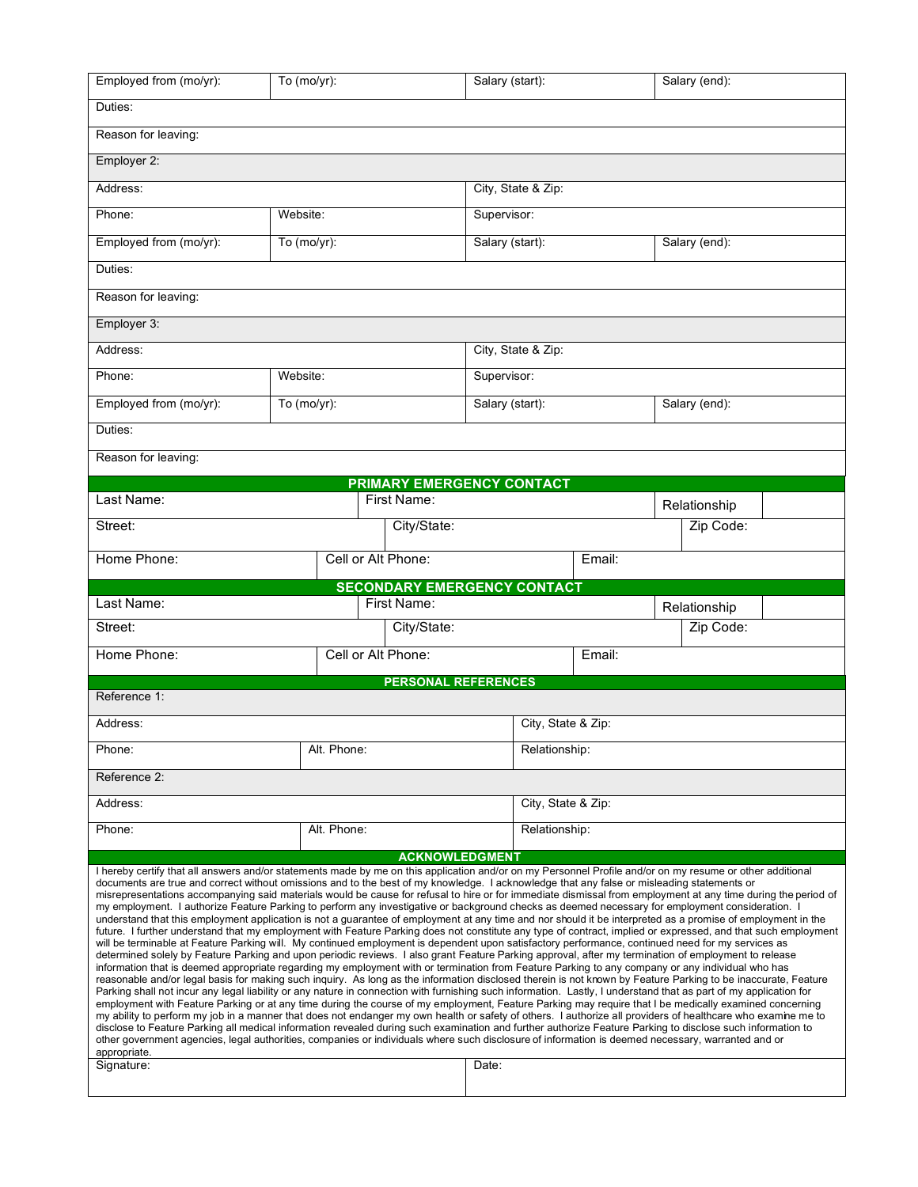| | | | |
|---|---|---|---|
| Employed from (mo/yr): | To (mo/yr): | Salary (start): | Salary (end): |
| Duties: | | | |
| Reason for leaving: | | | |
| Employer 2: | | | |
| Address: | | City, State & Zip: | |
| Phone: | Website: | Supervisor: | |
| Employed from (mo/yr): | To (mo/yr): | Salary (start): | Salary (end): |
| Duties: | | | |
| Reason for leaving: | | | |
| Employer 3: | | | |
| Address: | | City, State & Zip: | |
| Phone: | Website: | Supervisor: | |
| Employed from (mo/yr): | To (mo/yr): | Salary (start): | Salary (end): |
| Duties: | | | |
| Reason for leaving: | | | |

## PRIMARY EMERGENCY CONTACT

| | | | |
|---|---|---|---|
| Last Name: | First Name: | Relationship | |
| Street: | City/State: | Zip Code: | |
| Home Phone: | Cell or Alt Phone: | Email: | |

## SECONDARY EMERGENCY CONTACT

| | | | |
|---|---|---|---|
| Last Name: | First Name: | Relationship | |
| Street: | City/State: | Zip Code: | |
| Home Phone: | Cell or Alt Phone: | Email: | |

## PERSONAL REFERENCES

| | | |
|---|---|---|
| Reference 1: | | |
| Address: | | City, State & Zip: |
| Phone: | Alt. Phone: | Relationship: |
| Reference 2: | | |
| Address: | | City, State & Zip: |
| Phone: | Alt. Phone: | Relationship: |

## ACKNOWLEDGMENT

I hereby certify that all answers and/or statements made by me on this application and/or on my Personnel Profile and/or on my resume or other additional documents are true and correct without omissions and to the best of my knowledge. I acknowledge that any false or misleading statements or misrepresentations accompanying said materials would be cause for refusal to hire or for immediate dismissal from employment at any time during the period of my employment. I authorize Feature Parking to perform any investigative or background checks as deemed necessary for employment consideration. I understand that this employment application is not a guarantee of employment at any time and nor should it be interpreted as a promise of employment in the future. I further understand that my employment with Feature Parking does not constitute any type of contract, implied or expressed, and that such employment will be terminable at Feature Parking will. My continued employment is dependent upon satisfactory performance, continued need for my services as determined solely by Feature Parking and upon periodic reviews. I also grant Feature Parking approval, after my termination of employment to release information that is deemed appropriate regarding my employment with or termination from Feature Parking to any company or any individual who has reasonable and/or legal basis for making such inquiry. As long as the information disclosed therein is not known by Feature Parking to be inaccurate, Feature Parking shall not incur any legal liability or any nature in connection with furnishing such information. Lastly, I understand that as part of my application for employment with Feature Parking or at any time during the course of my employment, Feature Parking may require that I be medically examined concerning my ability to perform my job in a manner that does not endanger my own health or safety of others. I authorize all providers of healthcare who examine me to disclose to Feature Parking all medical information revealed during such examination and further authorize Feature Parking to disclose such information to other government agencies, legal authorities, companies or individuals where such disclosure of information is deemed necessary, warranted and or appropriate.

| | |
|---|---|
| Signature: | Date: |